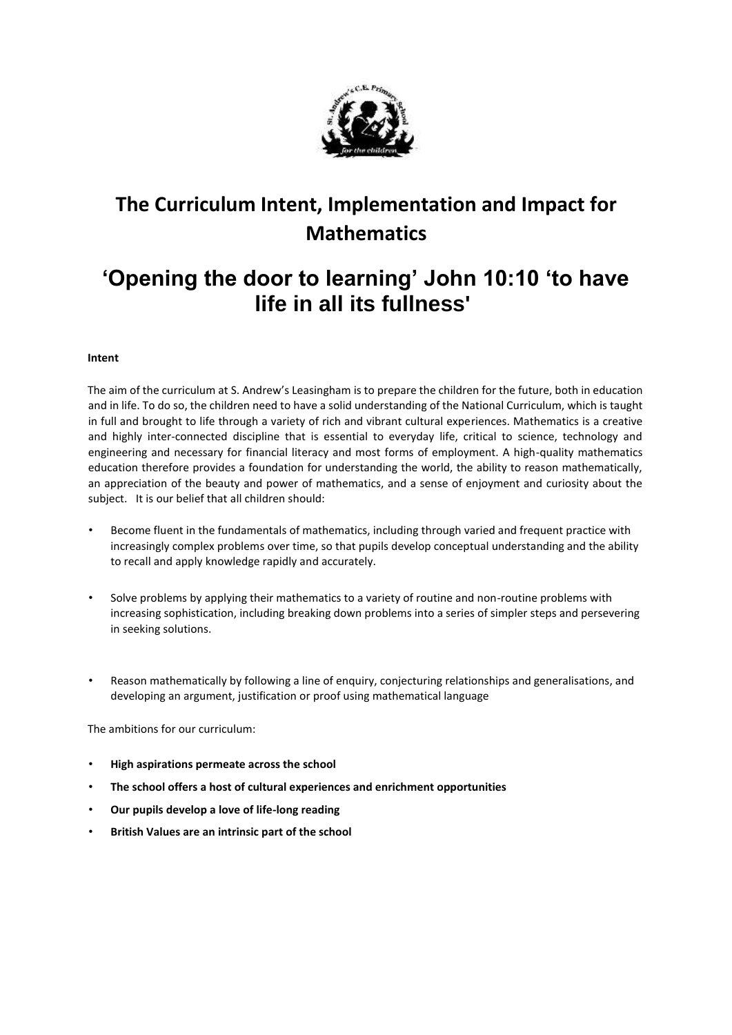# The Curriculum Intent, Implementation and Impact for Mathematics

## 'Opening the door to learning' John 10:10 'to have life in all its fullness'

**Intent**

The aim of the curriculum at S. Andrew's Leasingham is to prepare the children for the future, both in education and in life. To do so, the children need to have a solid understanding of the National Curriculum, which is taught in full and brought to life through a variety of rich and vibrant cultural experiences. Mathematics is a creative and highly inter-connected discipline that is essential to everyday life, critical to science, technology and engineering and necessary for financial literacy and most forms of employment. A high-quality mathematics education therefore provides a foundation for understanding the world, the ability to reason mathematically, an appreciation of the beauty and power of mathematics, and a sense of enjoyment and curiosity about the subject. It is our belief that all children should:

- Become fluent in the fundamentals of mathematics, including through varied and frequent practice with increasingly complex problems over time, so that pupils develop conceptual understanding and the ability to recall and apply knowledge rapidly and accurately.
- Solve problems by applying their mathematics to a variety of routine and non-routine problems with increasing sophistication, including breaking down problems into a series of simpler steps and persevering in seeking solutions.
- Reason mathematically by following a line of enquiry, conjecturing relationships and generalisations, and developing an argument, justification or proof using mathematical language

The ambitions for our curriculum:

- **High aspirations permeate across the school**
- **The school offers a host of cultural experiences and enrichment opportunities**
- **Our pupils develop a love of life-long reading**
- **British Values are an intrinsic part of the school**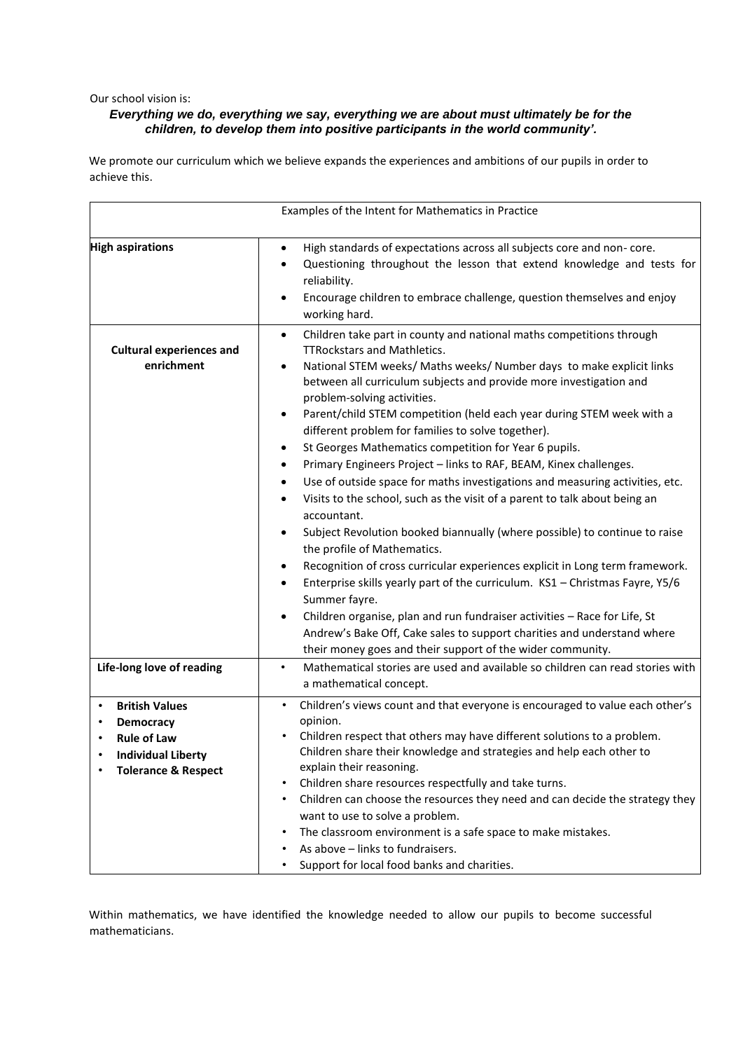Our school vision is:

***Everything we do, everything we say, everything we are about must ultimately be for the children, to develop them into positive participants in the world community'.***

We promote our curriculum which we believe expands the experiences and ambitions of our pupils in order to achieve this.

| Examples of the Intent for Mathematics in Practice | |
|---|---|
| **High aspirations** | • High standards of expectations across all subjects core and non- core.<br>• Questioning throughout the lesson that extend knowledge and tests for reliability.<br>• Encourage children to embrace challenge, question themselves and enjoy working hard. |
| **Cultural experiences and enrichment** | • Children take part in county and national maths competitions through TTRockstars and Mathletics.<br>• National STEM weeks/ Maths weeks/ Number days to make explicit links between all curriculum subjects and provide more investigation and problem-solving activities.<br>• Parent/child STEM competition (held each year during STEM week with a different problem for families to solve together).<br>• St Georges Mathematics competition for Year 6 pupils.<br>• Primary Engineers Project – links to RAF, BEAM, Kinex challenges.<br>• Use of outside space for maths investigations and measuring activities, etc.<br>• Visits to the school, such as the visit of a parent to talk about being an accountant.<br>• Subject Revolution booked biannually (where possible) to continue to raise the profile of Mathematics.<br>• Recognition of cross curricular experiences explicit in Long term framework.<br>• Enterprise skills yearly part of the curriculum. KS1 – Christmas Fayre, Y5/6 Summer fayre.<br>• Children organise, plan and run fundraiser activities – Race for Life, St Andrew's Bake Off, Cake sales to support charities and understand where their money goes and their support of the wider community. |
| **Life-long love of reading** | • Mathematical stories are used and available so children can read stories with a mathematical concept. |
| • **British Values**<br>• **Democracy**<br>• **Rule of Law**<br>• **Individual Liberty**<br>• **Tolerance & Respect** | • Children's views count and that everyone is encouraged to value each other's opinion.<br>• Children respect that others may have different solutions to a problem. Children share their knowledge and strategies and help each other to explain their reasoning.<br>• Children share resources respectfully and take turns.<br>• Children can choose the resources they need and can decide the strategy they want to use to solve a problem.<br>• The classroom environment is a safe space to make mistakes.<br>• As above – links to fundraisers.<br>• Support for local food banks and charities. |

Within mathematics, we have identified the knowledge needed to allow our pupils to become successful mathematicians.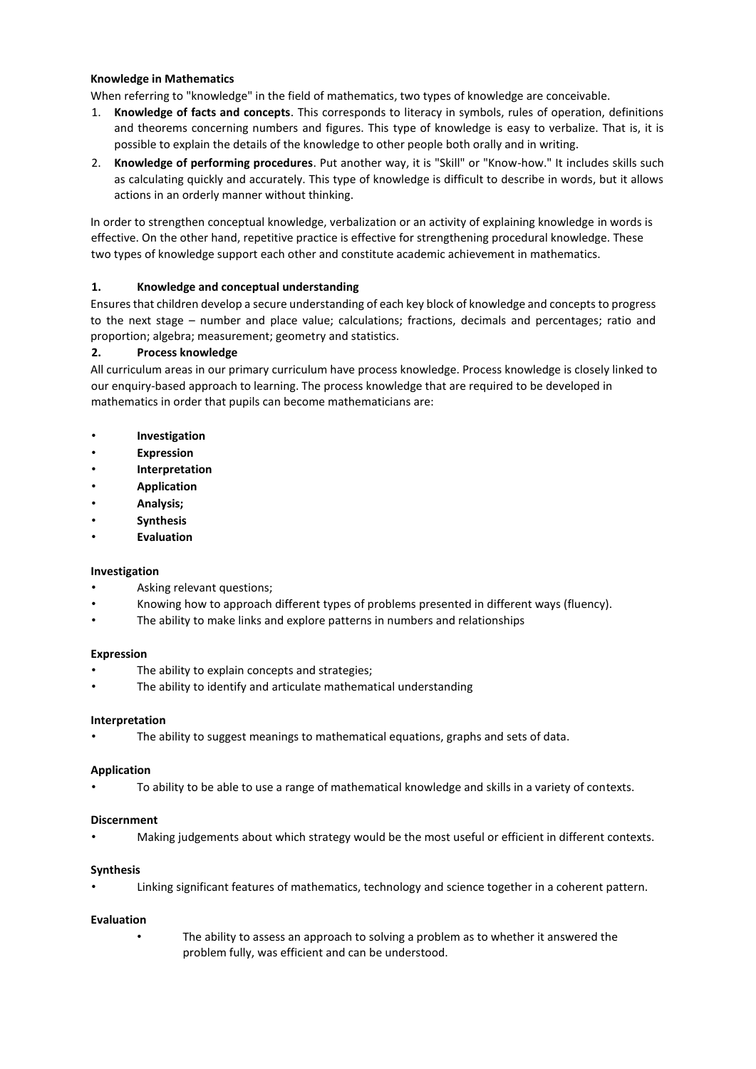**Knowledge in Mathematics**

When referring to "knowledge" in the field of mathematics, two types of knowledge are conceivable.

1. **Knowledge of facts and concepts**. This corresponds to literacy in symbols, rules of operation, definitions and theorems concerning numbers and figures. This type of knowledge is easy to verbalize. That is, it is possible to explain the details of the knowledge to other people both orally and in writing.
2. **Knowledge of performing procedures**. Put another way, it is "Skill" or "Know-how." It includes skills such as calculating quickly and accurately. This type of knowledge is difficult to describe in words, but it allows actions in an orderly manner without thinking.

In order to strengthen conceptual knowledge, verbalization or an activity of explaining knowledge in words is effective. On the other hand, repetitive practice is effective for strengthening procedural knowledge. These two types of knowledge support each other and constitute academic achievement in mathematics.

**1. Knowledge and conceptual understanding**

Ensures that children develop a secure understanding of each key block of knowledge and concepts to progress to the next stage – number and place value; calculations; fractions, decimals and percentages; ratio and proportion; algebra; measurement; geometry and statistics.

**2. Process knowledge**

All curriculum areas in our primary curriculum have process knowledge. Process knowledge is closely linked to our enquiry-based approach to learning. The process knowledge that are required to be developed in mathematics in order that pupils can become mathematicians are:

- **Investigation**
- **Expression**
- **Interpretation**
- **Application**
- **Analysis;**
- **Synthesis**
- **Evaluation**

**Investigation**

- Asking relevant questions;
- Knowing how to approach different types of problems presented in different ways (fluency).
- The ability to make links and explore patterns in numbers and relationships

**Expression**

- The ability to explain concepts and strategies;
- The ability to identify and articulate mathematical understanding

**Interpretation**

- The ability to suggest meanings to mathematical equations, graphs and sets of data.

**Application**

- To ability to be able to use a range of mathematical knowledge and skills in a variety of contexts.

**Discernment**

- Making judgements about which strategy would be the most useful or efficient in different contexts.

**Synthesis**

- Linking significant features of mathematics, technology and science together in a coherent pattern.

**Evaluation**

- The ability to assess an approach to solving a problem as to whether it answered the problem fully, was efficient and can be understood.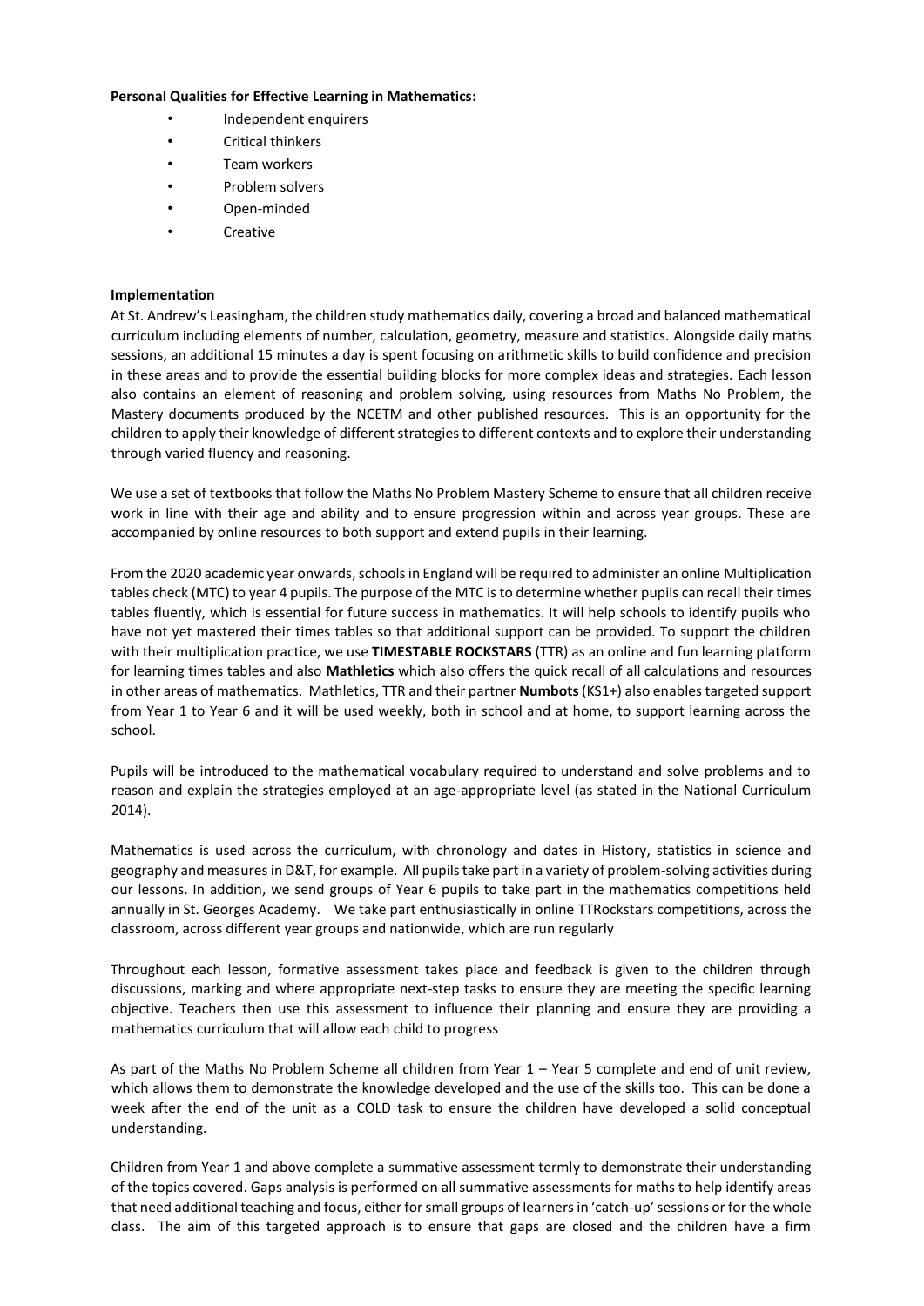**Personal Qualities for Effective Learning in Mathematics:**

- Independent enquirers
- Critical thinkers
- Team workers
- Problem solvers
- Open-minded
- Creative

**Implementation**

At St. Andrew's Leasingham, the children study mathematics daily, covering a broad and balanced mathematical curriculum including elements of number, calculation, geometry, measure and statistics. Alongside daily maths sessions, an additional 15 minutes a day is spent focusing on arithmetic skills to build confidence and precision in these areas and to provide the essential building blocks for more complex ideas and strategies. Each lesson also contains an element of reasoning and problem solving, using resources from Maths No Problem, the Mastery documents produced by the NCETM and other published resources. This is an opportunity for the children to apply their knowledge of different strategies to different contexts and to explore their understanding through varied fluency and reasoning.

We use a set of textbooks that follow the Maths No Problem Mastery Scheme to ensure that all children receive work in line with their age and ability and to ensure progression within and across year groups. These are accompanied by online resources to both support and extend pupils in their learning.

From the 2020 academic year onwards, schools in England will be required to administer an online Multiplication tables check (MTC) to year 4 pupils. The purpose of the MTC is to determine whether pupils can recall their times tables fluently, which is essential for future success in mathematics. It will help schools to identify pupils who have not yet mastered their times tables so that additional support can be provided. To support the children with their multiplication practice, we use **TIMESTABLE ROCKSTARS** (TTR) as an online and fun learning platform for learning times tables and also **Mathletics** which also offers the quick recall of all calculations and resources in other areas of mathematics. Mathletics, TTR and their partner **Numbots** (KS1+) also enables targeted support from Year 1 to Year 6 and it will be used weekly, both in school and at home, to support learning across the school.

Pupils will be introduced to the mathematical vocabulary required to understand and solve problems and to reason and explain the strategies employed at an age-appropriate level (as stated in the National Curriculum 2014).

Mathematics is used across the curriculum, with chronology and dates in History, statistics in science and geography and measures in D&T, for example. All pupils take part in a variety of problem-solving activities during our lessons. In addition, we send groups of Year 6 pupils to take part in the mathematics competitions held annually in St. Georges Academy. We take part enthusiastically in online TTRockstars competitions, across the classroom, across different year groups and nationwide, which are run regularly

Throughout each lesson, formative assessment takes place and feedback is given to the children through discussions, marking and where appropriate next-step tasks to ensure they are meeting the specific learning objective. Teachers then use this assessment to influence their planning and ensure they are providing a mathematics curriculum that will allow each child to progress

As part of the Maths No Problem Scheme all children from Year 1 – Year 5 complete and end of unit review, which allows them to demonstrate the knowledge developed and the use of the skills too. This can be done a week after the end of the unit as a COLD task to ensure the children have developed a solid conceptual understanding.

Children from Year 1 and above complete a summative assessment termly to demonstrate their understanding of the topics covered. Gaps analysis is performed on all summative assessments for maths to help identify areas that need additional teaching and focus, either for small groups of learners in 'catch-up' sessions or for the whole class. The aim of this targeted approach is to ensure that gaps are closed and the children have a firm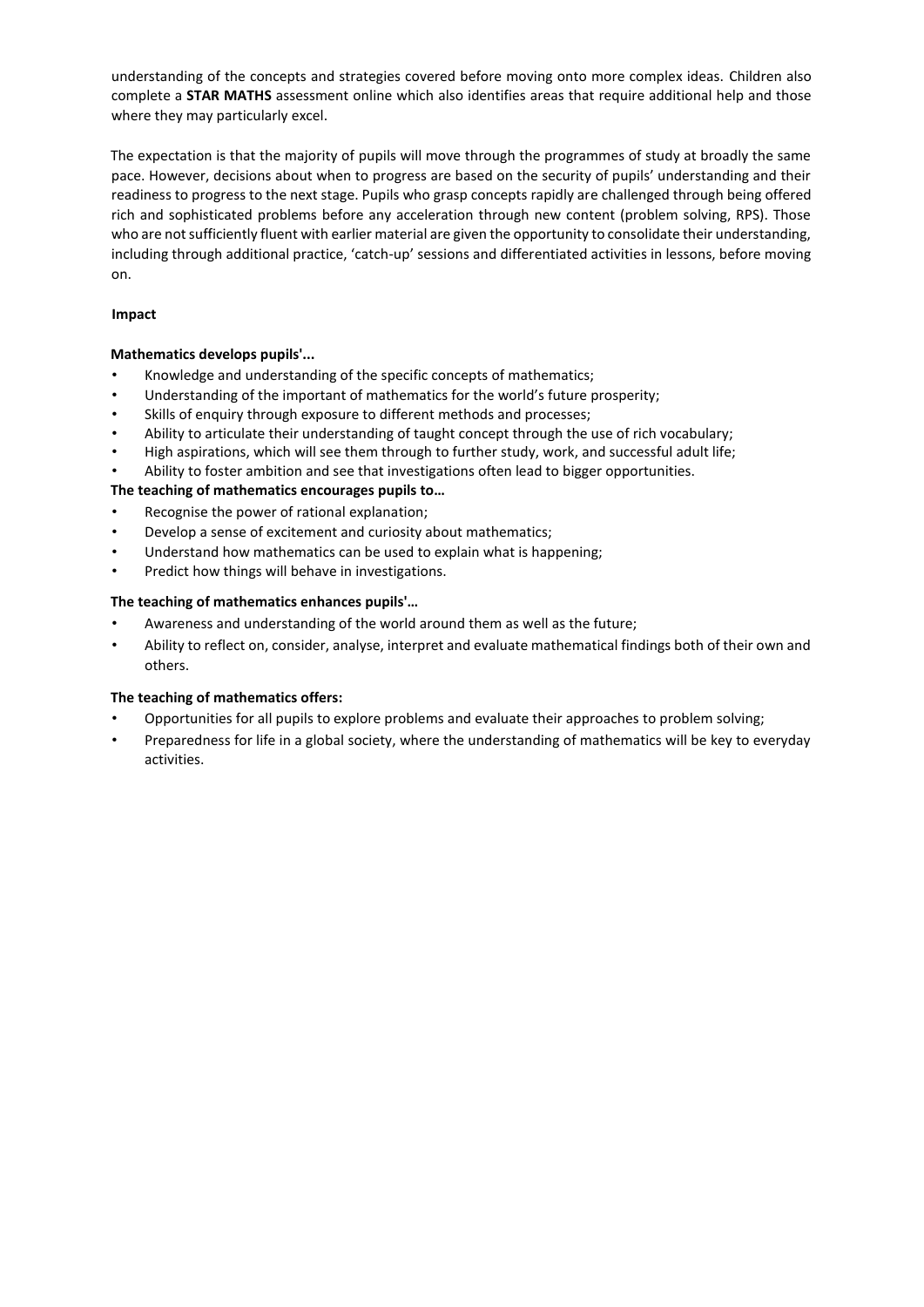understanding of the concepts and strategies covered before moving onto more complex ideas. Children also complete a **STAR MATHS** assessment online which also identifies areas that require additional help and those where they may particularly excel.

The expectation is that the majority of pupils will move through the programmes of study at broadly the same pace. However, decisions about when to progress are based on the security of pupils' understanding and their readiness to progress to the next stage. Pupils who grasp concepts rapidly are challenged through being offered rich and sophisticated problems before any acceleration through new content (problem solving, RPS). Those who are not sufficiently fluent with earlier material are given the opportunity to consolidate their understanding, including through additional practice, 'catch-up' sessions and differentiated activities in lessons, before moving on.

**Impact**

**Mathematics develops pupils'...**

- Knowledge and understanding of the specific concepts of mathematics;
- Understanding of the important of mathematics for the world's future prosperity;
- Skills of enquiry through exposure to different methods and processes;
- Ability to articulate their understanding of taught concept through the use of rich vocabulary;
- High aspirations, which will see them through to further study, work, and successful adult life;
- Ability to foster ambition and see that investigations often lead to bigger opportunities.

**The teaching of mathematics encourages pupils to…**

- Recognise the power of rational explanation;
- Develop a sense of excitement and curiosity about mathematics;
- Understand how mathematics can be used to explain what is happening;
- Predict how things will behave in investigations.

**The teaching of mathematics enhances pupils'…**

- Awareness and understanding of the world around them as well as the future;
- Ability to reflect on, consider, analyse, interpret and evaluate mathematical findings both of their own and others.

**The teaching of mathematics offers:**

- Opportunities for all pupils to explore problems and evaluate their approaches to problem solving;
- Preparedness for life in a global society, where the understanding of mathematics will be key to everyday activities.